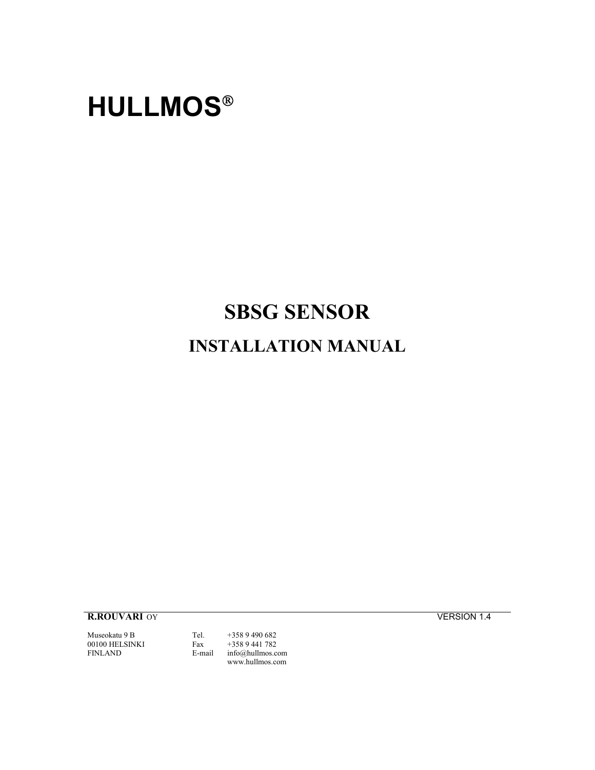# HULLMOS®

## SBSG SENSOR

## INSTALLATION MANUAL

**R.ROUVARI** OY

VERSION 1.4

Museokatu 9 B
00100 HELSINKI
FINLAND

Tel. +358 9 490 682
Fax +358 9 441 782
E-mail info@hullmos.com
www.hullmos.com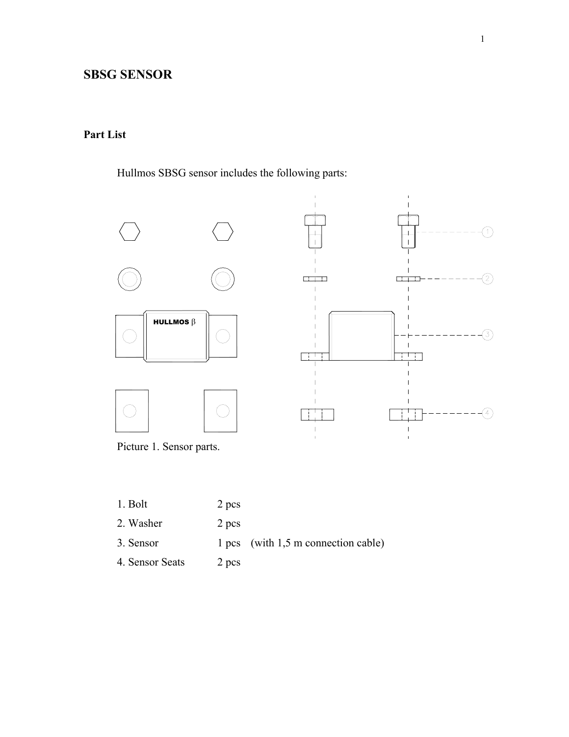# SBSG SENSOR

## Part List

Hullmos SBSG sensor includes the following parts:

Picture 1. Sensor parts.

| | | |
|---|---|---|
| 1. Bolt | 2 pcs | |
| 2. Washer | 2 pcs | |
| 3. Sensor | 1 pcs | (with 1,5 m connection cable) |
| 4. Sensor Seats | 2 pcs | |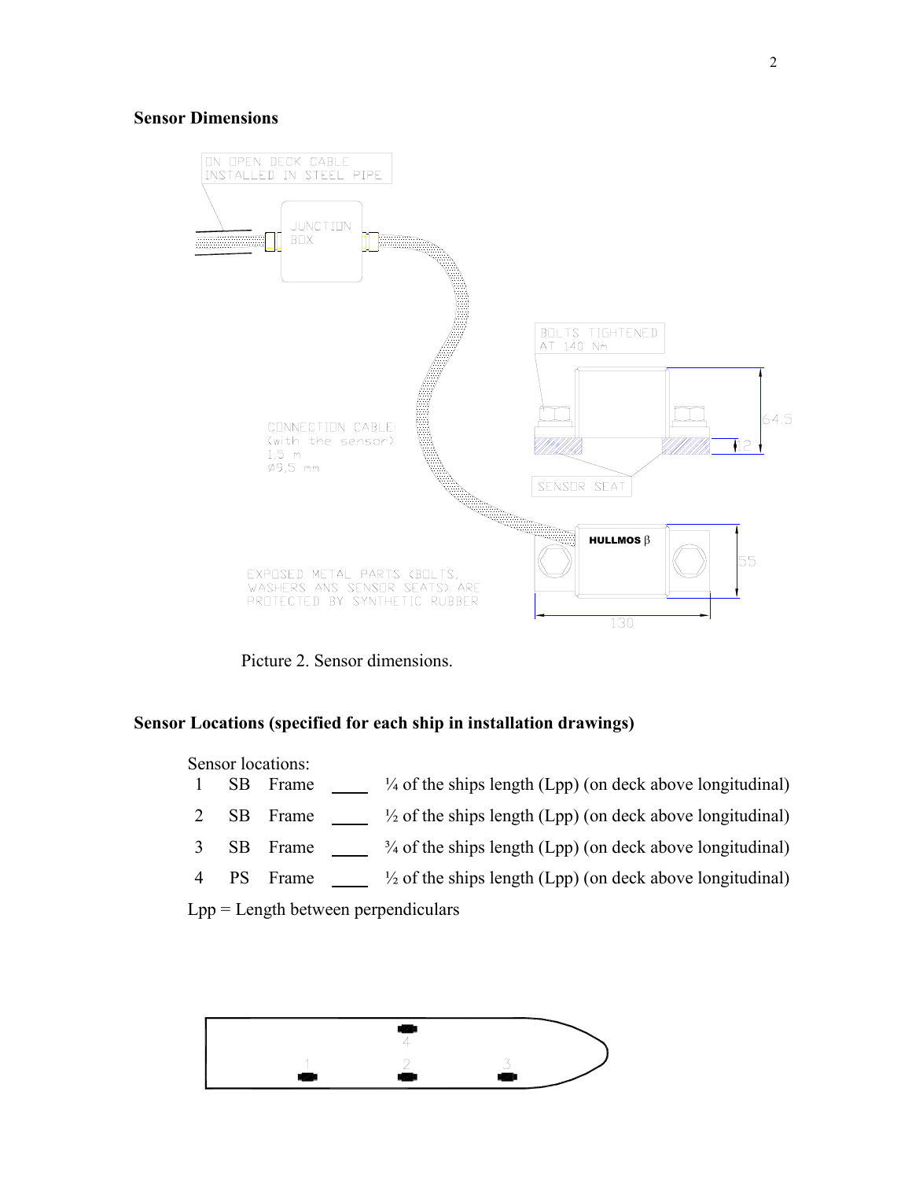## Sensor Dimensions

Picture 2. Sensor dimensions.

## Sensor Locations (specified for each ship in installation drawings)

Sensor locations:

| | | | | |
|---|---|---|---|---|
| 1 | SB | Frame | ____ | ¼ of the ships length (Lpp) (on deck above longitudinal) |
| 2 | SB | Frame | ____ | ½ of the ships length (Lpp) (on deck above longitudinal) |
| 3 | SB | Frame | ____ | ¾ of the ships length (Lpp) (on deck above longitudinal) |
| 4 | PS | Frame | ____ | ½ of the ships length (Lpp) (on deck above longitudinal) |

Lpp = Length between perpendiculars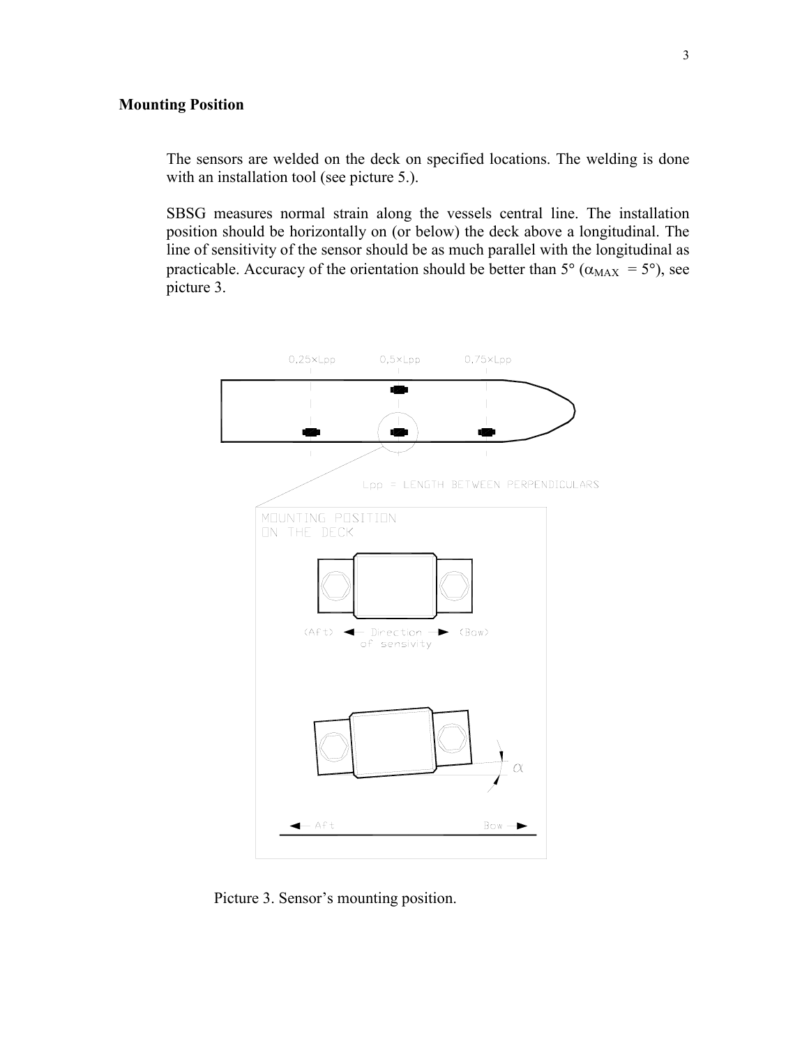## Mounting Position

The sensors are welded on the deck on specified locations. The welding is done with an installation tool (see picture 5.).

SBSG measures normal strain along the vessels central line. The installation position should be horizontally on (or below) the deck above a longitudinal. The line of sensitivity of the sensor should be as much parallel with the longitudinal as practicable. Accuracy of the orientation should be better than 5° ($\alpha_{MAX} = 5°$), see picture 3.

Picture 3. Sensor's mounting position.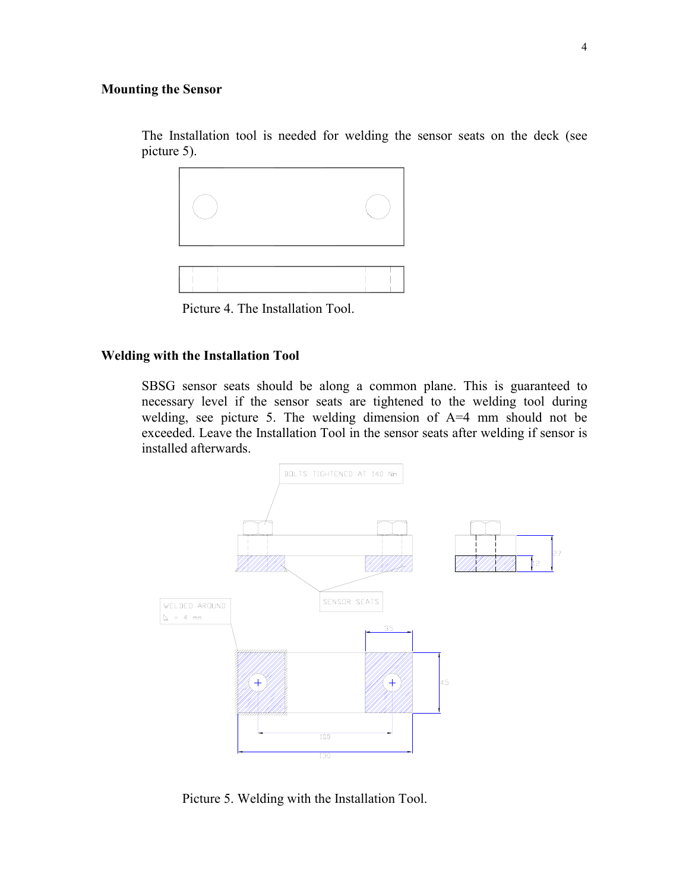**Mounting the Sensor**

The Installation tool is needed for welding the sensor seats on the deck (see picture 5).

Picture 4. The Installation Tool.

**Welding with the Installation Tool**

SBSG sensor seats should be along a common plane. This is guaranteed to necessary level if the sensor seats are tightened to the welding tool during welding, see picture 5. The welding dimension of A=4 mm should not be exceeded. Leave the Installation Tool in the sensor seats after welding if sensor is installed afterwards.

BOLTS TIGHTENED AT 140 Nm

SENSOR SEATS

WELDED AROUND
A = 4 mm

Picture 5. Welding with the Installation Tool.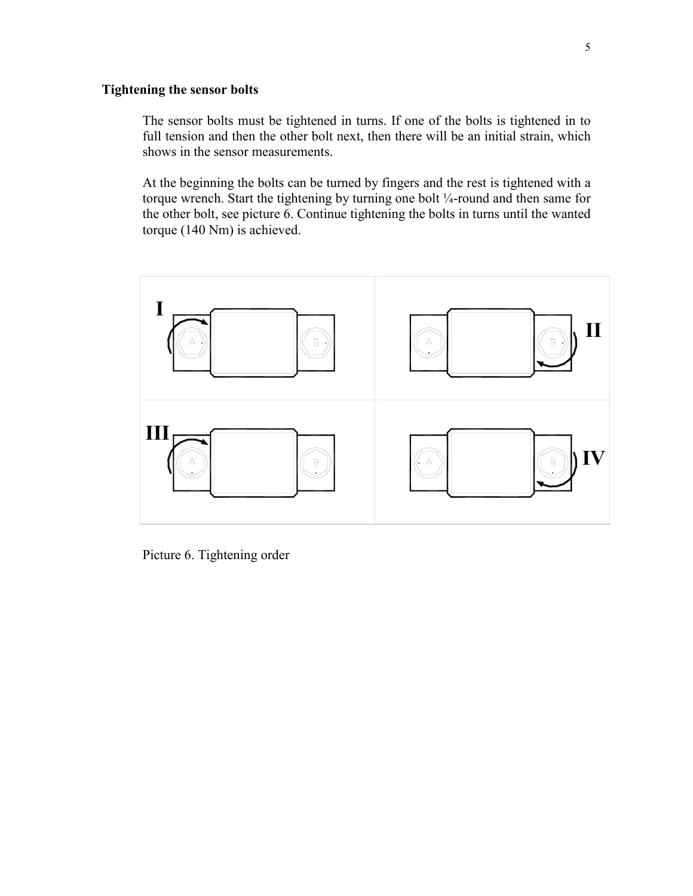## Tightening the sensor bolts

The sensor bolts must be tightened in turns. If one of the bolts is tightened in to full tension and then the other bolt next, then there will be an initial strain, which shows in the sensor measurements.

At the beginning the bolts can be turned by fingers and the rest is tightened with a torque wrench. Start the tightening by turning one bolt ¼-round and then same for the other bolt, see picture 6. Continue tightening the bolts in turns until the wanted torque (140 Nm) is achieved.

Picture 6. Tightening order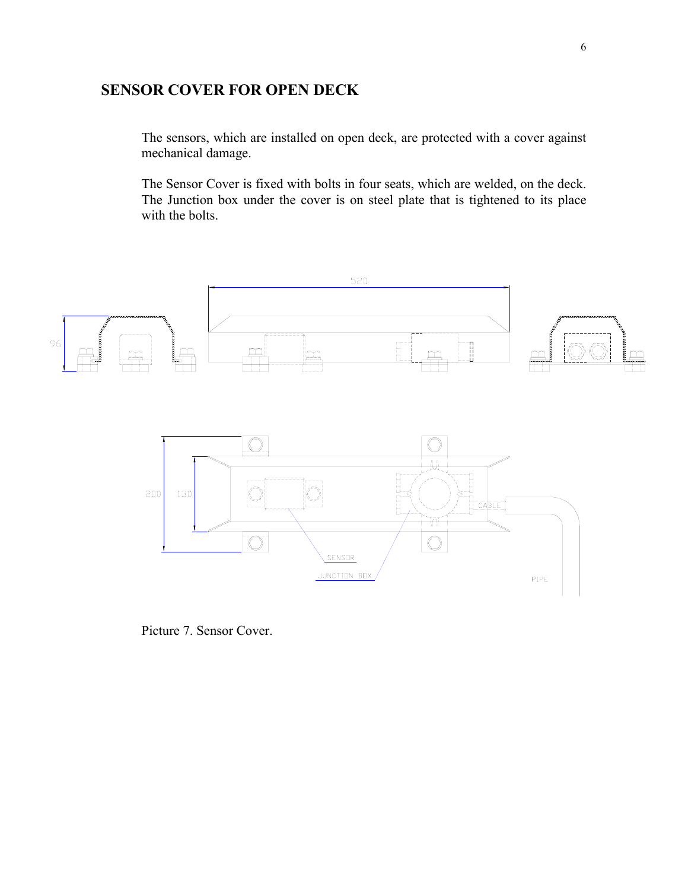## SENSOR COVER FOR OPEN DECK

The sensors, which are installed on open deck, are protected with a cover against mechanical damage.

The Sensor Cover is fixed with bolts in four seats, which are welded, on the deck. The Junction box under the cover is on steel plate that is tightened to its place with the bolts.

Picture 7. Sensor Cover.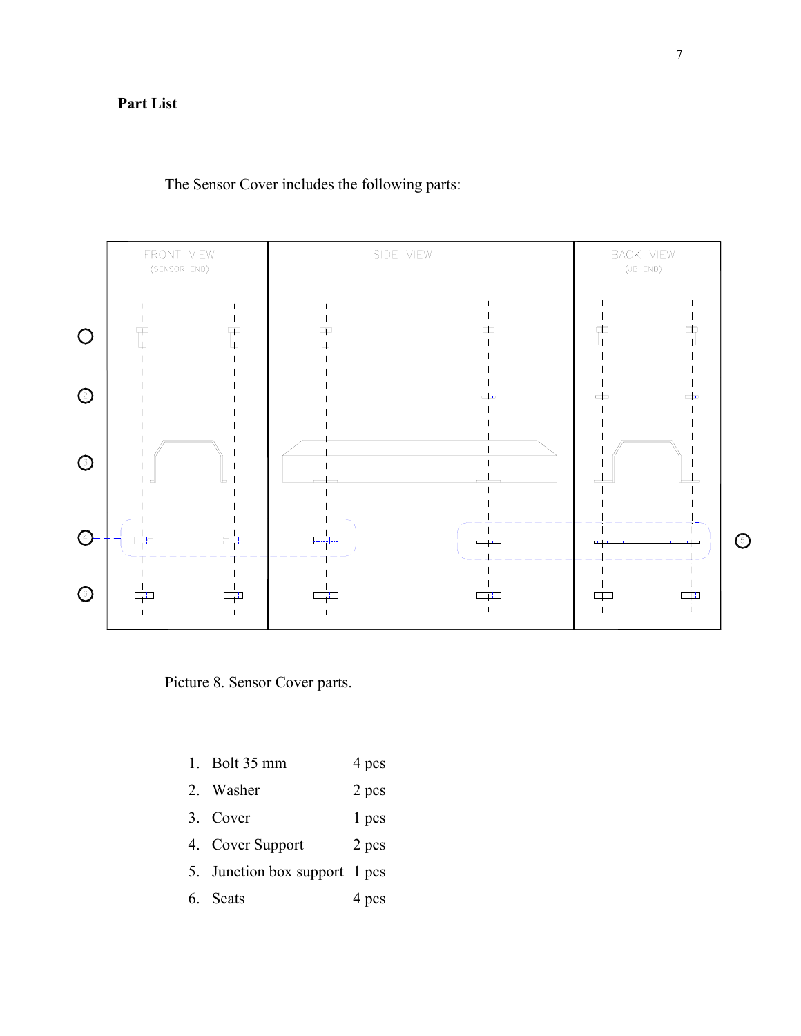**Part List**

The Sensor Cover includes the following parts:

Picture 8. Sensor Cover parts.

1. Bolt 35 mm 4 pcs
2. Washer 2 pcs
3. Cover 1 pcs
4. Cover Support 2 pcs
5. Junction box support 1 pcs
6. Seats 4 pcs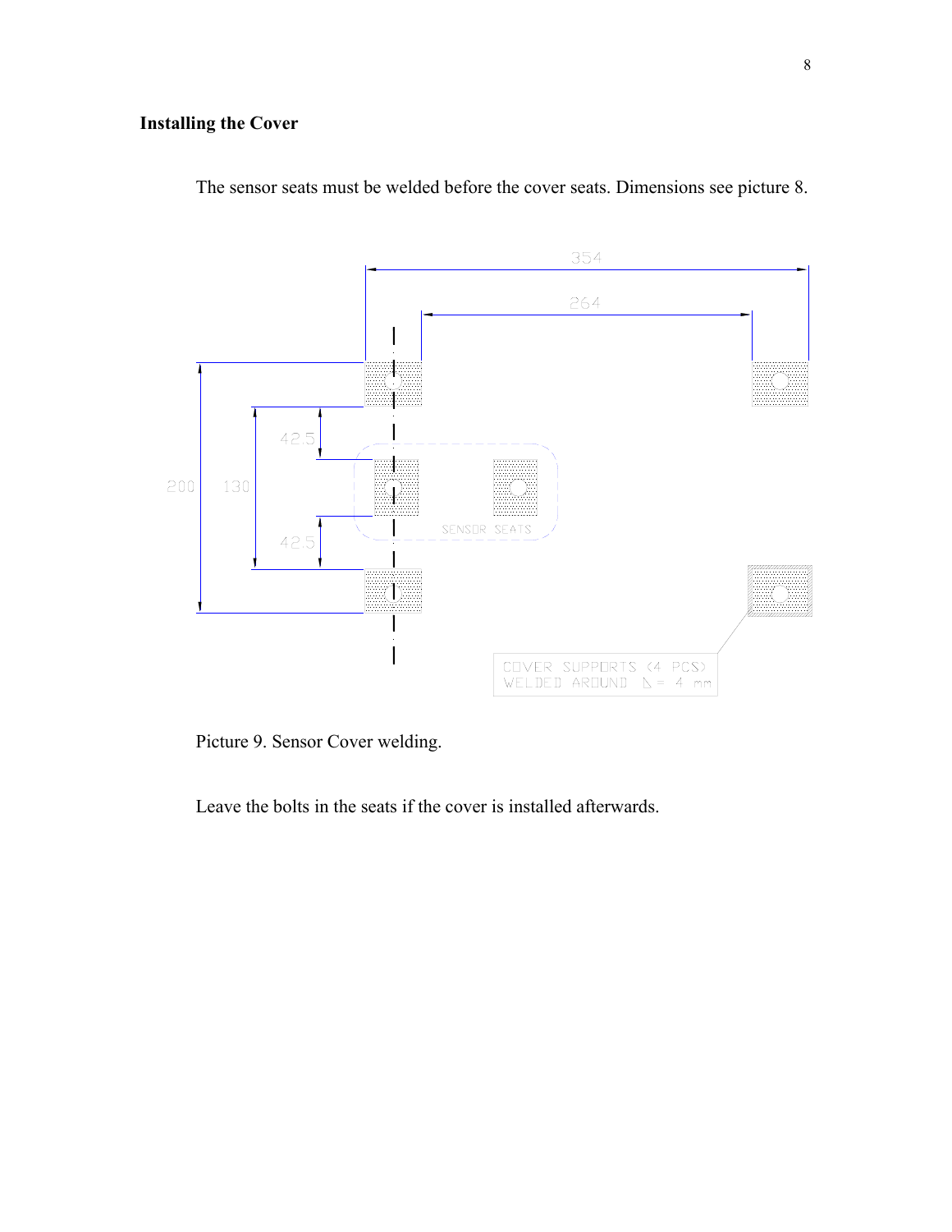## Installing the Cover

The sensor seats must be welded before the cover seats. Dimensions see picture 8.

Picture 9. Sensor Cover welding.

Leave the bolts in the seats if the cover is installed afterwards.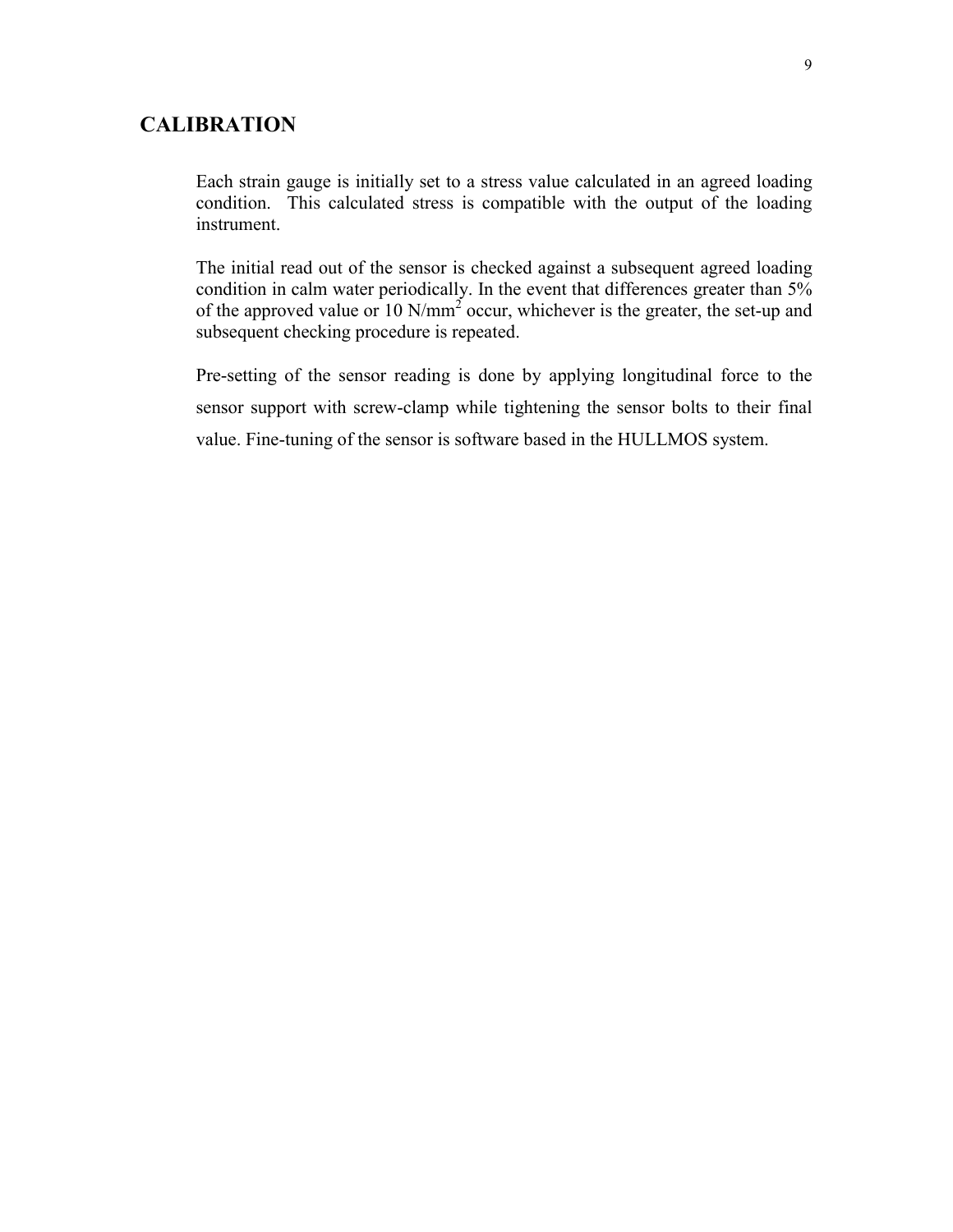# CALIBRATION

Each strain gauge is initially set to a stress value calculated in an agreed loading condition. This calculated stress is compatible with the output of the loading instrument.

The initial read out of the sensor is checked against a subsequent agreed loading condition in calm water periodically. In the event that differences greater than 5% of the approved value or 10 $N/mm^2$ occur, whichever is the greater, the set-up and subsequent checking procedure is repeated.

Pre-setting of the sensor reading is done by applying longitudinal force to the sensor support with screw-clamp while tightening the sensor bolts to their final value. Fine-tuning of the sensor is software based in the HULLMOS system.